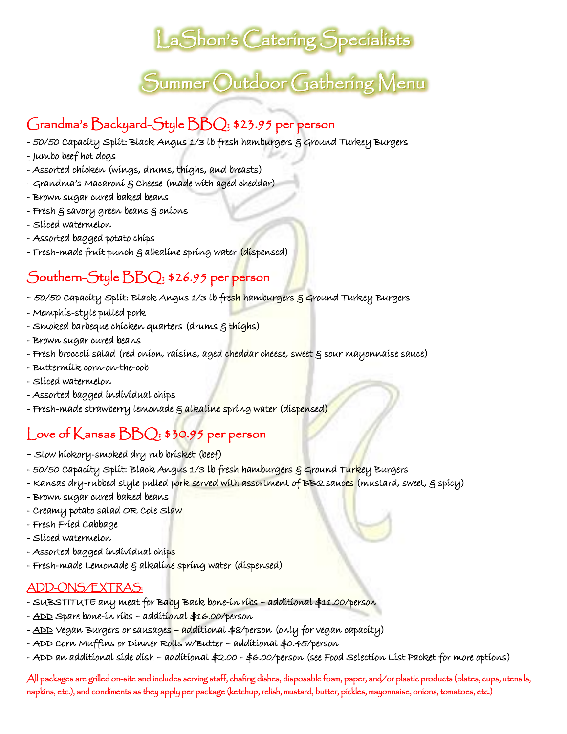# LaShon's Catering Specialists

# Summer Outdoor Gathering Menu

## Grandma's Backyard-Style BBQ: $23.95 per person

- 50/50 Capacity Split: Black Angus 1/3 lb fresh hamburgers & Ground Turkey Burgers
- Jumbo beef hot dogs
- Assorted chicken (wings, drums, thighs, and breasts)
- Grandma's Macaroni & Cheese (made with aged cheddar)
- Brown sugar cured baked beans
- Fresh & savory green beans & onions
- Sliced watermelon
- Assorted bagged potato chips
- Fresh-made fruit punch & alkaline spring water (dispensed)

## Southern-Style BBQ: $26.95 per person

- 50/50 Capacity Split: Black Angus 1/3 lb fresh hamburgers & Ground Turkey Burgers
- Memphis-style pulled pork
- Smoked barbeque chicken quarters (drums & thighs)
- Brown sugar cured beans
- Fresh broccoli salad (red onion, raisins, aged cheddar cheese, sweet & sour mayonnaise sauce)
- Buttermilk corn-on-the-cob
- Sliced watermelon
- Assorted bagged individual chips
- Fresh-made strawberry lemonade & alkaline spring water (dispensed)

## Love of Kansas BBQ: $30.95 per person

- Slow hickory-smoked dry rub brisket (beef)
- 50/50 Capacity Split: Black Angus 1/3 lb fresh hamburgers & Ground Turkey Burgers
- Kansas dry-rubbed style pulled pork served with assortment of BBQ sauces (mustard, sweet, & spicy)
- Brown sugar cured baked beans
- Creamy potato salad <u>OR</u> Cole Slaw
- Fresh Fried Cabbage
- Sliced watermelon
- Assorted bagged individual chips
- Fresh-made Lemonade & alkaline spring water (dispensed)

## <u>ADD-ONS/EXTRAS:</u>

- <u>SUBSTITUTE</u> any meat for Baby Back bone-in ribs – additional $11.00/person
- <u>ADD</u> Spare bone-in ribs – additional $16.00/person
- <u>ADD</u> Vegan Burgers or sausages – additional $8/person (only for vegan capacity)
- <u>ADD</u> Corn Muffins or Dinner Rolls w/Butter – additional $0.45/person
- <u>ADD</u> an additional side dish – additional $2.00 - $6.00/person (see Food Selection List Packet for more options)

All packages are grilled on-site and includes serving staff, chafing dishes, disposable foam, paper, and/or plastic products (plates, cups, utensils, napkins, etc.), and condiments as they apply per package (ketchup, relish, mustard, butter, pickles, mayonnaise, onions, tomatoes, etc.)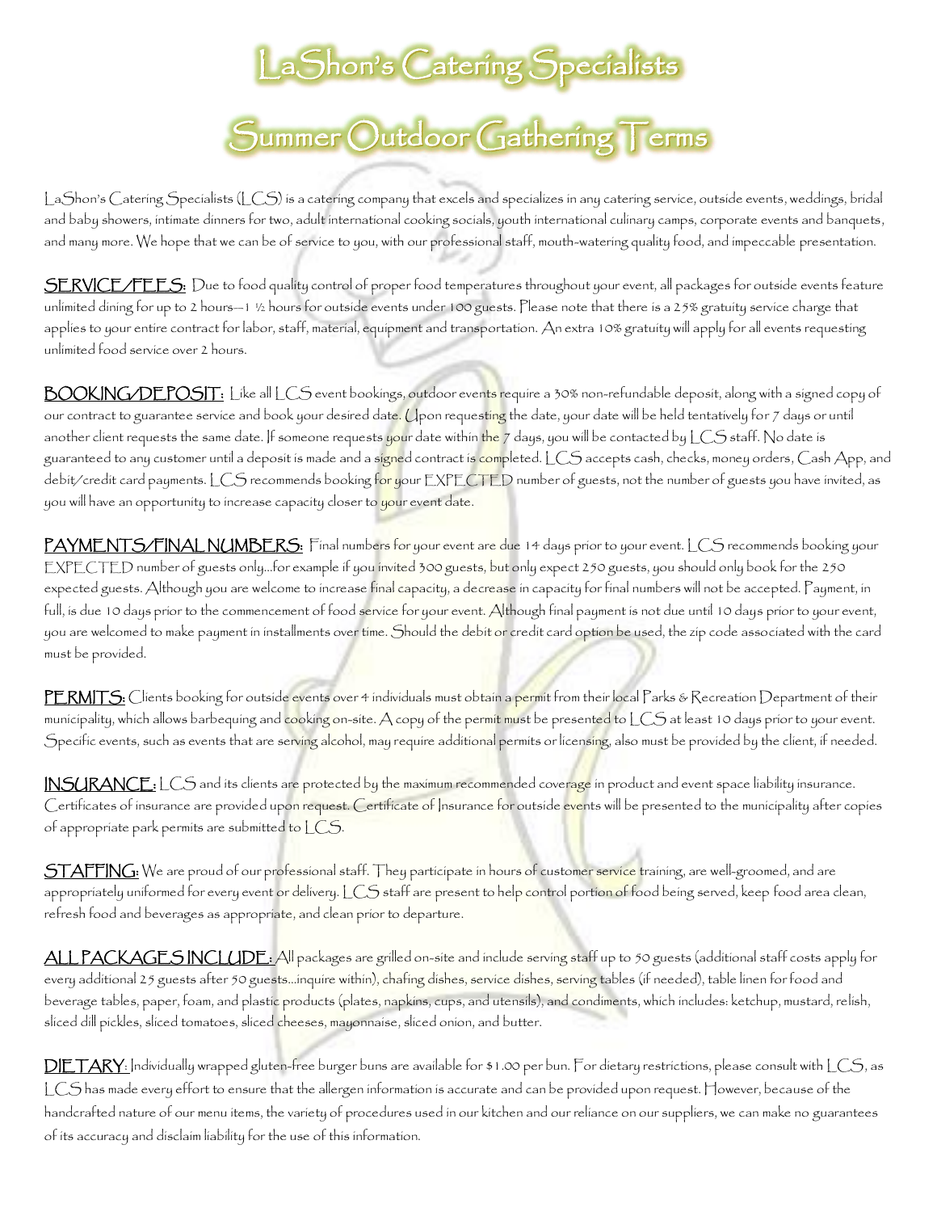# LaShon's Catering Specialists

# Summer Outdoor Gathering Terms

LaShon's Catering Specialists (LCS) is a catering company that excels and specializes in any catering service, outside events, weddings, bridal and baby showers, intimate dinners for two, adult international cooking socials, youth international culinary camps, corporate events and banquets, and many more. We hope that we can be of service to you, with our professional staff, mouth-watering quality food, and impeccable presentation.

**SERVICE/FEES:** Due to food quality control of proper food temperatures throughout your event, all packages for outside events feature unlimited dining for up to 2 hours—1 ½ hours for outside events under 100 guests. Please note that there is a 25% gratuity service charge that applies to your entire contract for labor, staff, material, equipment and transportation. An extra 10% gratuity will apply for all events requesting unlimited food service over 2 hours.

**BOOKING/DEPOSIT:** Like all LCS event bookings, outdoor events require a 30% non-refundable deposit, along with a signed copy of our contract to guarantee service and book your desired date. Upon requesting the date, your date will be held tentatively for 7 days or until another client requests the same date. If someone requests your date within the 7 days, you will be contacted by LCS staff. No date is guaranteed to any customer until a deposit is made and a signed contract is completed. LCS accepts cash, checks, money orders, Cash App, and debit/credit card payments. LCS recommends booking for your EXPECTED number of guests, not the number of guests you have invited, as you will have an opportunity to increase capacity closer to your event date.

**PAYMENTS/FINAL NUMBERS:** Final numbers for your event are due 14 days prior to your event. LCS recommends booking your EXPECTED number of guests only…for example if you invited 300 guests, but only expect 250 guests, you should only book for the 250 expected guests. Although you are welcome to increase final capacity, a decrease in capacity for final numbers will not be accepted. Payment, in full, is due 10 days prior to the commencement of food service for your event. Although final payment is not due until 10 days prior to your event, you are welcomed to make payment in installments over time. Should the debit or credit card option be used, the zip code associated with the card must be provided.

**PERMITS:** Clients booking for outside events over 4 individuals must obtain a permit from their local Parks & Recreation Department of their municipality, which allows barbequing and cooking on-site. A copy of the permit must be presented to LCS at least 10 days prior to your event. Specific events, such as events that are serving alcohol, may require additional permits or licensing, also must be provided by the client, if needed.

**INSURANCE:** LCS and its clients are protected by the maximum recommended coverage in product and event space liability insurance. Certificates of insurance are provided upon request. Certificate of Insurance for outside events will be presented to the municipality after copies of appropriate park permits are submitted to LCS.

**STAFFING:** We are proud of our professional staff. They participate in hours of customer service training, are well-groomed, and are appropriately uniformed for every event or delivery. LCS staff are present to help control portion of food being served, keep food area clean, refresh food and beverages as appropriate, and clean prior to departure.

**ALL PACKAGES INCLUDE:** All packages are grilled on-site and include serving staff up to 50 guests (additional staff costs apply for every additional 25 guests after 50 guests…inquire within), chafing dishes, service dishes, serving tables (if needed), table linen for food and beverage tables, paper, foam, and plastic products (plates, napkins, cups, and utensils), and condiments, which includes: ketchup, mustard, relish, sliced dill pickles, sliced tomatoes, sliced cheeses, mayonnaise, sliced onion, and butter.

**DIETARY:** Individually wrapped gluten-free burger buns are available for $1.00 per bun. For dietary restrictions, please consult with LCS, as LCS has made every effort to ensure that the allergen information is accurate and can be provided upon request. However, because of the handcrafted nature of our menu items, the variety of procedures used in our kitchen and our reliance on our suppliers, we can make no guarantees of its accuracy and disclaim liability for the use of this information.